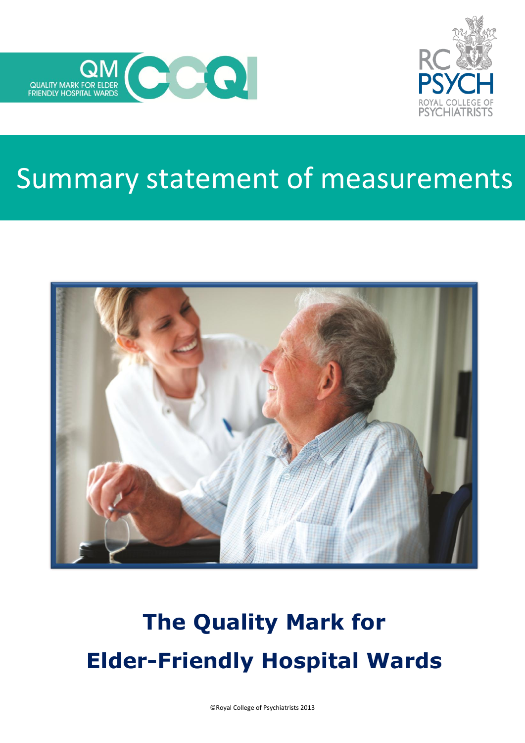QM QUALITY MARK FOR ELDER FRIENDLY HOSPITAL WARDS CCQI

RC PSYCH ROYAL COLLEGE OF PSYCHIATRISTS

# Summary statement of measurements

# The Quality Mark for Elder-Friendly Hospital Wards

©Royal College of Psychiatrists 2013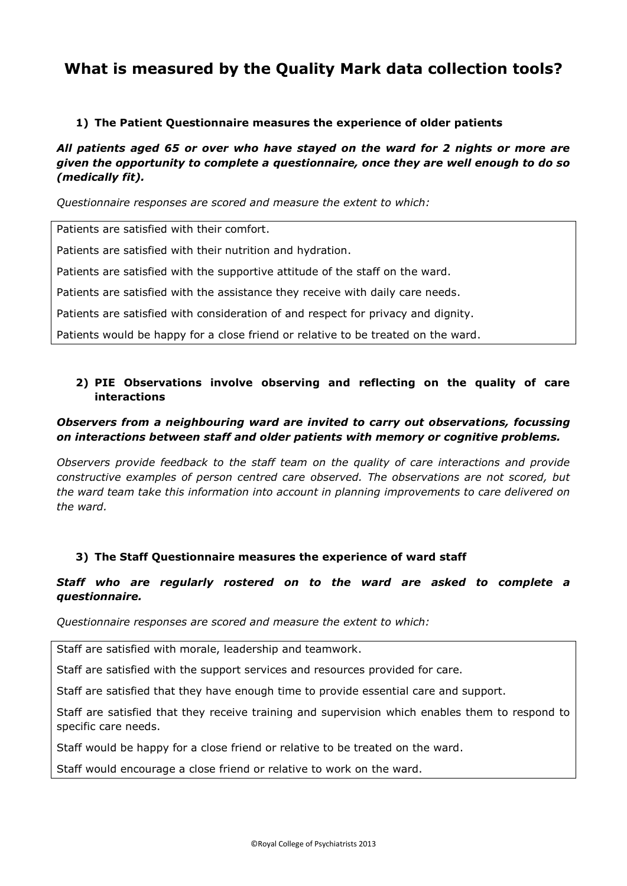# What is measured by the Quality Mark data collection tools?

## 1) The Patient Questionnaire measures the experience of older patients

***All patients aged 65 or over who have stayed on the ward for 2 nights or more are given the opportunity to complete a questionnaire, once they are well enough to do so (medically fit).***

*Questionnaire responses are scored and measure the extent to which:*

| |
|---|
| Patients are satisfied with their comfort. |
| Patients are satisfied with their nutrition and hydration. |
| Patients are satisfied with the supportive attitude of the staff on the ward. |
| Patients are satisfied with the assistance they receive with daily care needs. |
| Patients are satisfied with consideration of and respect for privacy and dignity. |
| Patients would be happy for a close friend or relative to be treated on the ward. |

## 2) PIE Observations involve observing and reflecting on the quality of care interactions

***Observers from a neighbouring ward are invited to carry out observations, focussing on interactions between staff and older patients with memory or cognitive problems.***

*Observers provide feedback to the staff team on the quality of care interactions and provide constructive examples of person centred care observed. The observations are not scored, but the ward team take this information into account in planning improvements to care delivered on the ward.*

## 3) The Staff Questionnaire measures the experience of ward staff

***Staff who are regularly rostered on to the ward are asked to complete a questionnaire.***

*Questionnaire responses are scored and measure the extent to which:*

| |
|---|
| Staff are satisfied with morale, leadership and teamwork. |
| Staff are satisfied with the support services and resources provided for care. |
| Staff are satisfied that they have enough time to provide essential care and support. |
| Staff are satisfied that they receive training and supervision which enables them to respond to specific care needs. |
| Staff would be happy for a close friend or relative to be treated on the ward. |
| Staff would encourage a close friend or relative to work on the ward. |

©Royal College of Psychiatrists 2013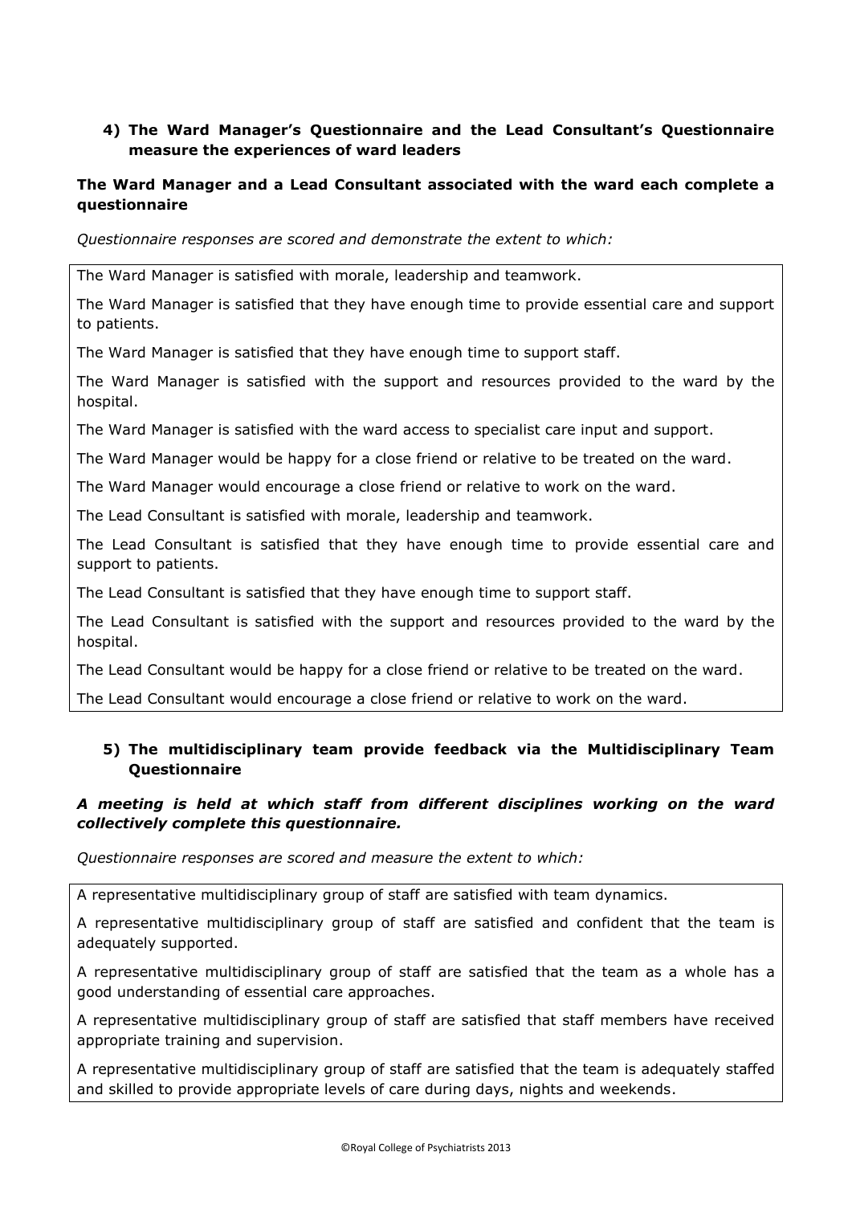### 4) The Ward Manager's Questionnaire and the Lead Consultant's Questionnaire measure the experiences of ward leaders

**The Ward Manager and a Lead Consultant associated with the ward each complete a questionnaire**

*Questionnaire responses are scored and demonstrate the extent to which:*

| |
|---|
| The Ward Manager is satisfied with morale, leadership and teamwork. |
| The Ward Manager is satisfied that they have enough time to provide essential care and support to patients. |
| The Ward Manager is satisfied that they have enough time to support staff. |
| The Ward Manager is satisfied with the support and resources provided to the ward by the hospital. |
| The Ward Manager is satisfied with the ward access to specialist care input and support. |
| The Ward Manager would be happy for a close friend or relative to be treated on the ward. |
| The Ward Manager would encourage a close friend or relative to work on the ward. |
| The Lead Consultant is satisfied with morale, leadership and teamwork. |
| The Lead Consultant is satisfied that they have enough time to provide essential care and support to patients. |
| The Lead Consultant is satisfied that they have enough time to support staff. |
| The Lead Consultant is satisfied with the support and resources provided to the ward by the hospital. |
| The Lead Consultant would be happy for a close friend or relative to be treated on the ward. |
| The Lead Consultant would encourage a close friend or relative to work on the ward. |

### 5) The multidisciplinary team provide feedback via the Multidisciplinary Team Questionnaire

***A meeting is held at which staff from different disciplines working on the ward collectively complete this questionnaire.***

*Questionnaire responses are scored and measure the extent to which:*

| |
|---|
| A representative multidisciplinary group of staff are satisfied with team dynamics. |
| A representative multidisciplinary group of staff are satisfied and confident that the team is adequately supported. |
| A representative multidisciplinary group of staff are satisfied that the team as a whole has a good understanding of essential care approaches. |
| A representative multidisciplinary group of staff are satisfied that staff members have received appropriate training and supervision. |
| A representative multidisciplinary group of staff are satisfied that the team is adequately staffed and skilled to provide appropriate levels of care during days, nights and weekends. |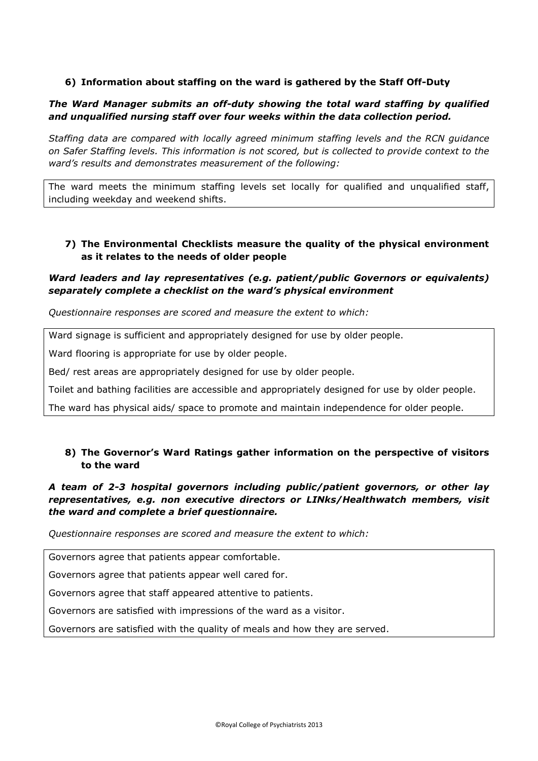### 6) Information about staffing on the ward is gathered by the Staff Off-Duty

***The Ward Manager submits an off-duty showing the total ward staffing by qualified and unqualified nursing staff over four weeks within the data collection period.***

*Staffing data are compared with locally agreed minimum staffing levels and the RCN guidance on Safer Staffing levels. This information is not scored, but is collected to provide context to the ward's results and demonstrates measurement of the following:*

| The ward meets the minimum staffing levels set locally for qualified and unqualified staff, including weekday and weekend shifts. |
|---|

### 7) The Environmental Checklists measure the quality of the physical environment as it relates to the needs of older people

***Ward leaders and lay representatives (e.g. patient/public Governors or equivalents) separately complete a checklist on the ward's physical environment***

*Questionnaire responses are scored and measure the extent to which:*

| Ward signage is sufficient and appropriately designed for use by older people. |
|---|
| Ward flooring is appropriate for use by older people. |
| Bed/ rest areas are appropriately designed for use by older people. |
| Toilet and bathing facilities are accessible and appropriately designed for use by older people. |
| The ward has physical aids/ space to promote and maintain independence for older people. |

### 8) The Governor's Ward Ratings gather information on the perspective of visitors to the ward

***A team of 2-3 hospital governors including public/patient governors, or other lay representatives, e.g. non executive directors or LINks/Healthwatch members, visit the ward and complete a brief questionnaire.***

*Questionnaire responses are scored and measure the extent to which:*

| Governors agree that patients appear comfortable. |
|---|
| Governors agree that patients appear well cared for. |
| Governors agree that staff appeared attentive to patients. |
| Governors are satisfied with impressions of the ward as a visitor. |
| Governors are satisfied with the quality of meals and how they are served. |

©Royal College of Psychiatrists 2013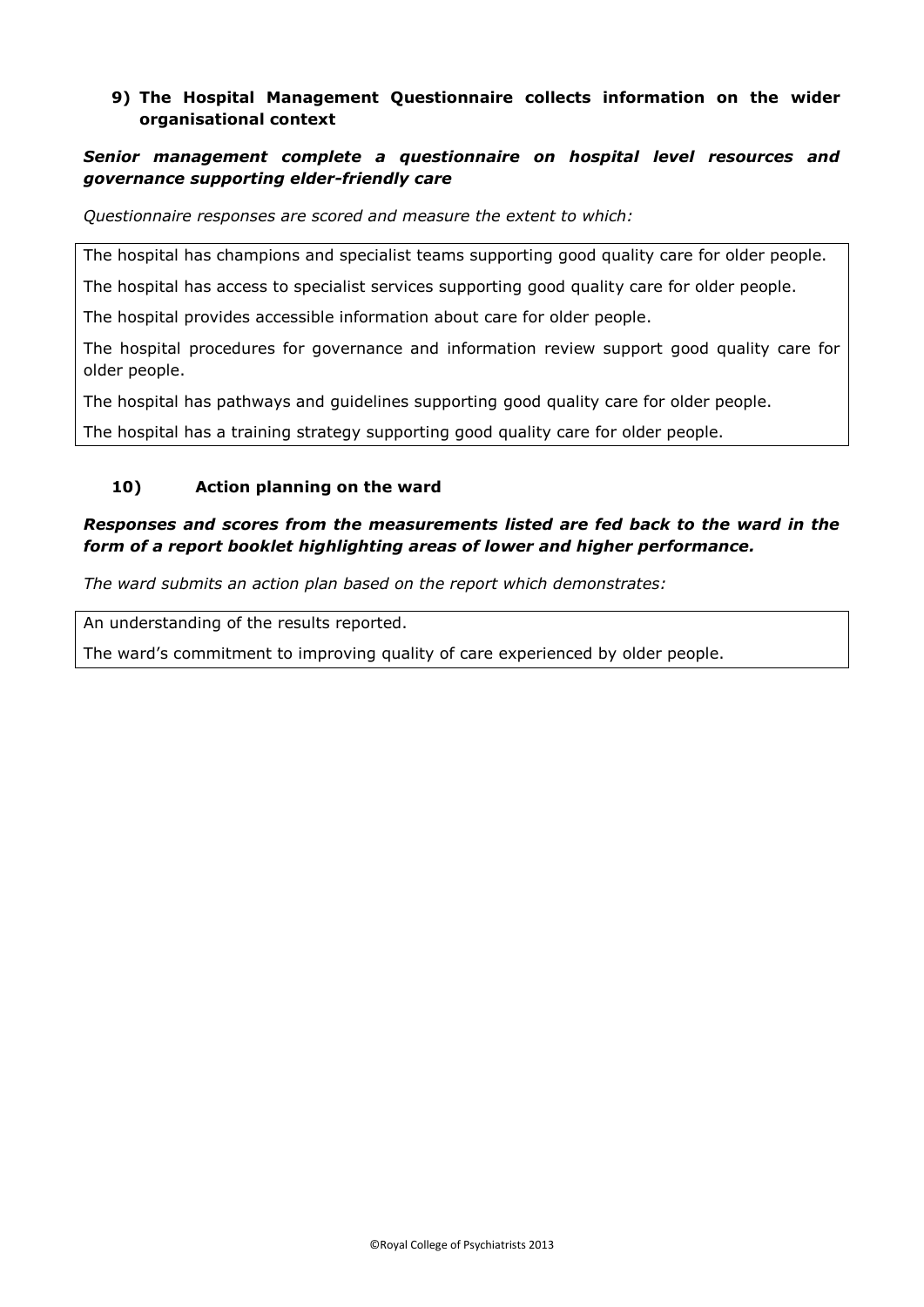**9) The Hospital Management Questionnaire collects information on the wider organisational context**

***Senior management complete a questionnaire on hospital level resources and governance supporting elder-friendly care***

*Questionnaire responses are scored and measure the extent to which:*

The hospital has champions and specialist teams supporting good quality care for older people.

The hospital has access to specialist services supporting good quality care for older people.

The hospital provides accessible information about care for older people.

The hospital procedures for governance and information review support good quality care for older people.

The hospital has pathways and guidelines supporting good quality care for older people.

The hospital has a training strategy supporting good quality care for older people.

**10) Action planning on the ward**

***Responses and scores from the measurements listed are fed back to the ward in the form of a report booklet highlighting areas of lower and higher performance.***

*The ward submits an action plan based on the report which demonstrates:*

An understanding of the results reported.

The ward's commitment to improving quality of care experienced by older people.

©Royal College of Psychiatrists 2013